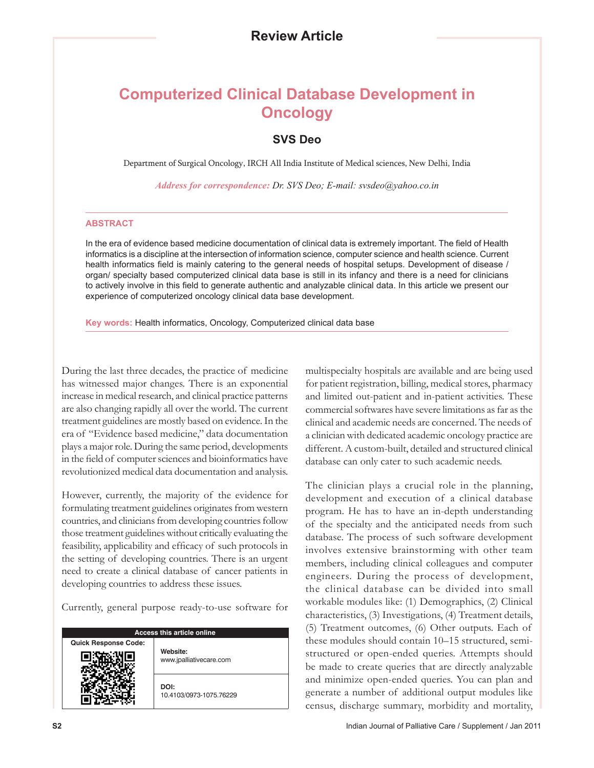Review Article

# Computerized Clinical Database Development in Oncology

**SVS Deo**

Department of Surgical Oncology, IRCH All India Institute of Medical sciences, New Delhi, India

*Address for correspondence: Dr. SVS Deo; E-mail: svsdeo@yahoo.co.in*

## ABSTRACT

In the era of evidence based medicine documentation of clinical data is extremely important. The field of Health informatics is a discipline at the intersection of information science, computer science and health science. Current health informatics field is mainly catering to the general needs of hospital setups. Development of disease / organ/ specialty based computerized clinical data base is still in its infancy and there is a need for clinicians to actively involve in this field to generate authentic and analyzable clinical data. In this article we present our experience of computerized oncology clinical data base development.

**Key words:** Health informatics, Oncology, Computerized clinical data base

During the last three decades, the practice of medicine has witnessed major changes. There is an exponential increase in medical research, and clinical practice patterns are also changing rapidly all over the world. The current treatment guidelines are mostly based on evidence. In the era of "Evidence based medicine," data documentation plays a major role. During the same period, developments in the field of computer sciences and bioinformatics have revolutionized medical data documentation and analysis.

However, currently, the majority of the evidence for formulating treatment guidelines originates from western countries, and clinicians from developing countries follow those treatment guidelines without critically evaluating the feasibility, applicability and efficacy of such protocols in the setting of developing countries. There is an urgent need to create a clinical database of cancer patients in developing countries to address these issues.

Currently, general purpose ready-to-use software for multispecialty hospitals are available and are being used for patient registration, billing, medical stores, pharmacy and limited out-patient and in-patient activities. These commercial softwares have severe limitations as far as the clinical and academic needs are concerned. The needs of a clinician with dedicated academic oncology practice are different. A custom-built, detailed and structured clinical database can only cater to such academic needs.

The clinician plays a crucial role in the planning, development and execution of a clinical database program. He has to have an in-depth understanding of the specialty and the anticipated needs from such database. The process of such software development involves extensive brainstorming with other team members, including clinical colleagues and computer engineers. During the process of development, the clinical database can be divided into small workable modules like: (1) Demographics, (2) Clinical characteristics, (3) Investigations, (4) Treatment details, (5) Treatment outcomes, (6) Other outputs. Each of these modules should contain 10–15 structured, semi-structured or open-ended queries. Attempts should be made to create queries that are directly analyzable and minimize open-ended queries. You can plan and generate a number of additional output modules like census, discharge summary, morbidity and mortality,

| Access this article online | |
|---|---|
| Quick Response Code: | Website: www.jpalliativecare.com |
| | DOI: 10.4103/0973-1075.76229 |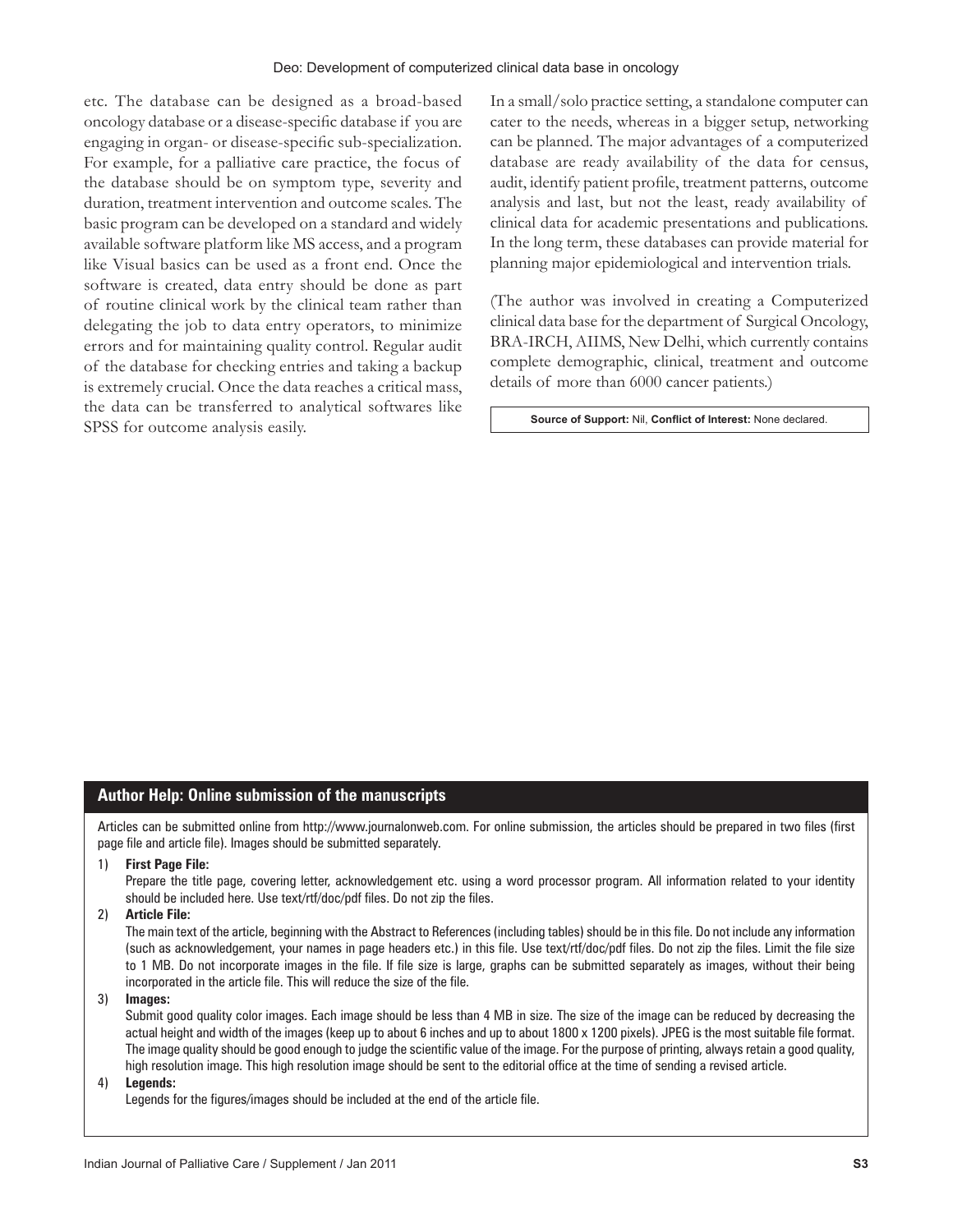etc. The database can be designed as a broad-based oncology database or a disease-specific database if you are engaging in organ- or disease-specific sub-specialization. For example, for a palliative care practice, the focus of the database should be on symptom type, severity and duration, treatment intervention and outcome scales. The basic program can be developed on a standard and widely available software platform like MS access, and a program like Visual basics can be used as a front end. Once the software is created, data entry should be done as part of routine clinical work by the clinical team rather than delegating the job to data entry operators, to minimize errors and for maintaining quality control. Regular audit of the database for checking entries and taking a backup is extremely crucial. Once the data reaches a critical mass, the data can be transferred to analytical softwares like SPSS for outcome analysis easily.

In a small/solo practice setting, a standalone computer can cater to the needs, whereas in a bigger setup, networking can be planned. The major advantages of a computerized database are ready availability of the data for census, audit, identify patient profile, treatment patterns, outcome analysis and last, but not the least, ready availability of clinical data for academic presentations and publications. In the long term, these databases can provide material for planning major epidemiological and intervention trials.

(The author was involved in creating a Computerized clinical data base for the department of Surgical Oncology, BRA-IRCH, AIIMS, New Delhi, which currently contains complete demographic, clinical, treatment and outcome details of more than 6000 cancer patients.)

**Source of Support:** Nil, **Conflict of Interest:** None declared.

## Author Help: Online submission of the manuscripts

Articles can be submitted online from http://www.journalonweb.com. For online submission, the articles should be prepared in two files (first page file and article file). Images should be submitted separately.

1) **First Page File:**
   Prepare the title page, covering letter, acknowledgement etc. using a word processor program. All information related to your identity should be included here. Use text/rtf/doc/pdf files. Do not zip the files.
2) **Article File:**
   The main text of the article, beginning with the Abstract to References (including tables) should be in this file. Do not include any information (such as acknowledgement, your names in page headers etc.) in this file. Use text/rtf/doc/pdf files. Do not zip the files. Limit the file size to 1 MB. Do not incorporate images in the file. If file size is large, graphs can be submitted separately as images, without their being incorporated in the article file. This will reduce the size of the file.
3) **Images:**
   Submit good quality color images. Each image should be less than 4 MB in size. The size of the image can be reduced by decreasing the actual height and width of the images (keep up to about 6 inches and up to about 1800 x 1200 pixels). JPEG is the most suitable file format. The image quality should be good enough to judge the scientific value of the image. For the purpose of printing, always retain a good quality, high resolution image. This high resolution image should be sent to the editorial office at the time of sending a revised article.
4) **Legends:**
   Legends for the figures/images should be included at the end of the article file.